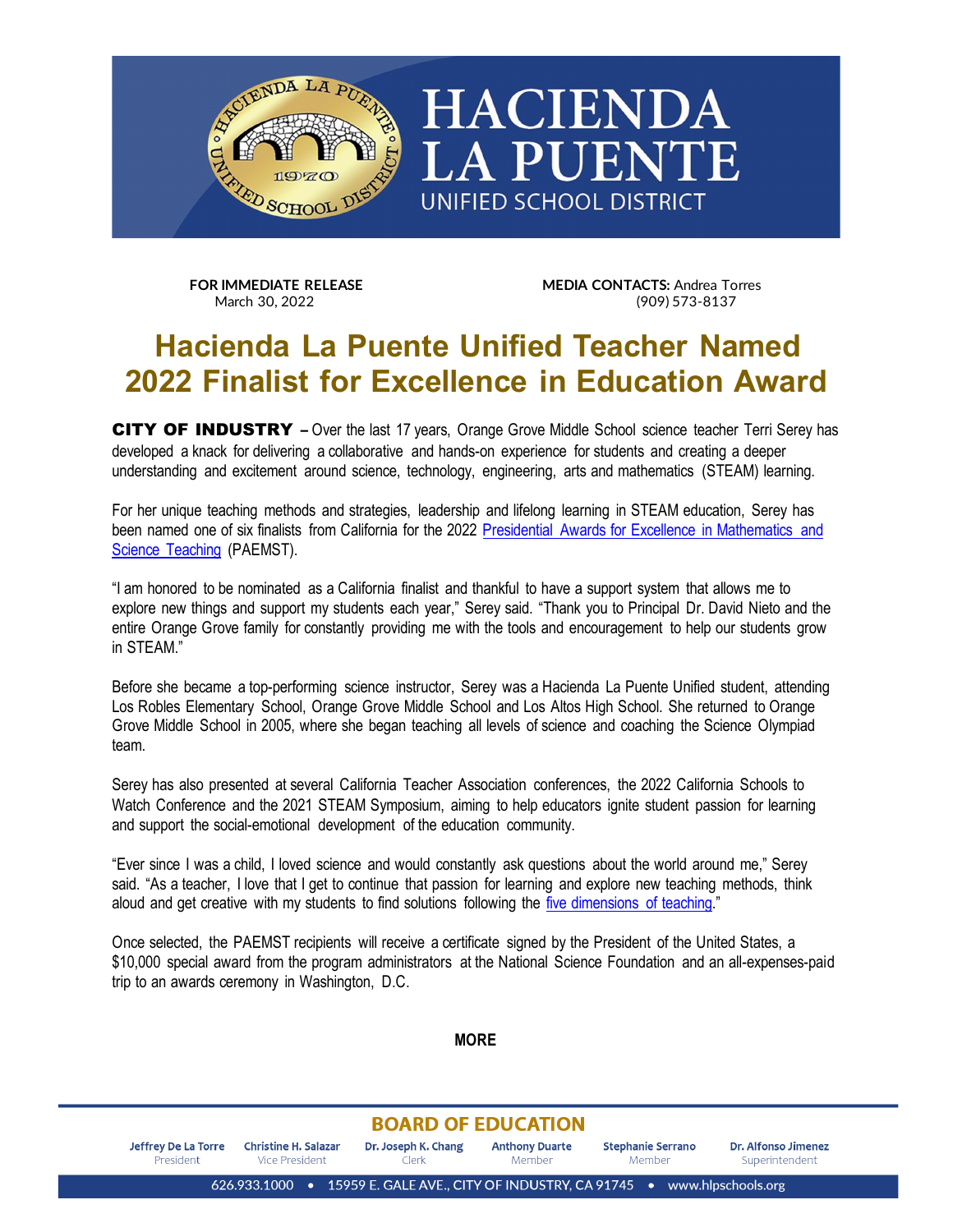# HACIENDA LA PUENTE UNIFIED SCHOOL DISTRICT

**FOR IMMEDIATE RELEASE**
March 30, 2022

**MEDIA CONTACTS:** Andrea Torres
(909) 573-8137

# Hacienda La Puente Unified Teacher Named 2022 Finalist for Excellence in Education Award

**CITY OF INDUSTRY** – Over the last 17 years, Orange Grove Middle School science teacher Terri Serey has developed a knack for delivering a collaborative and hands-on experience for students and creating a deeper understanding and excitement around science, technology, engineering, arts and mathematics (STEAM) learning.

For her unique teaching methods and strategies, leadership and lifelong learning in STEAM education, Serey has been named one of six finalists from California for the 2022 Presidential Awards for Excellence in Mathematics and Science Teaching (PAEMST).

"I am honored to be nominated as a California finalist and thankful to have a support system that allows me to explore new things and support my students each year," Serey said. "Thank you to Principal Dr. David Nieto and the entire Orange Grove family for constantly providing me with the tools and encouragement to help our students grow in STEAM."

Before she became a top-performing science instructor, Serey was a Hacienda La Puente Unified student, attending Los Robles Elementary School, Orange Grove Middle School and Los Altos High School. She returned to Orange Grove Middle School in 2005, where she began teaching all levels of science and coaching the Science Olympiad team.

Serey has also presented at several California Teacher Association conferences, the 2022 California Schools to Watch Conference and the 2021 STEAM Symposium, aiming to help educators ignite student passion for learning and support the social-emotional development of the education community.

"Ever since I was a child, I loved science and would constantly ask questions about the world around me," Serey said. "As a teacher, I love that I get to continue that passion for learning and explore new teaching methods, think aloud and get creative with my students to find solutions following the five dimensions of teaching."

Once selected, the PAEMST recipients will receive a certificate signed by the President of the United States, a $10,000 special award from the program administrators at the National Science Foundation and an all-expenses-paid trip to an awards ceremony in Washington, D.C.

**MORE**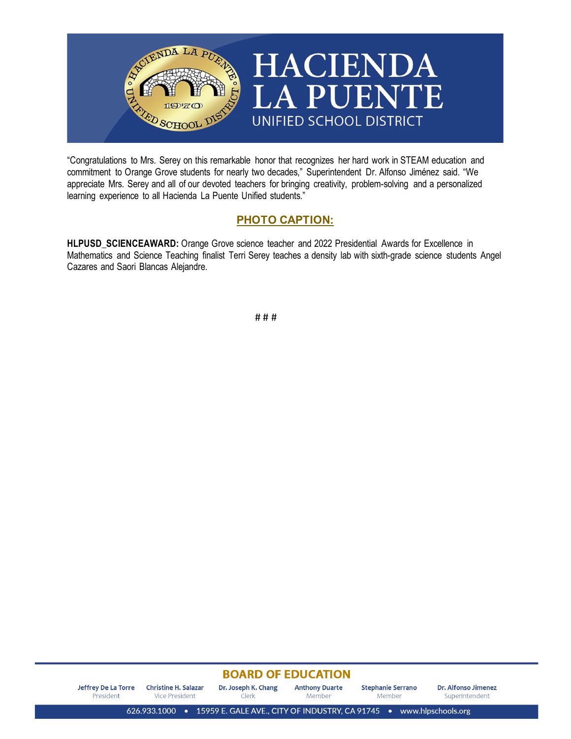"Congratulations to Mrs. Serey on this remarkable honor that recognizes her hard work in STEAM education and commitment to Orange Grove students for nearly two decades," Superintendent Dr. Alfonso Jiménez said. "We appreciate Mrs. Serey and all of our devoted teachers for bringing creativity, problem-solving and a personalized learning experience to all Hacienda La Puente Unified students."

## PHOTO CAPTION:

**HLPUSD_SCIENCEAWARD:** Orange Grove science teacher and 2022 Presidential Awards for Excellence in Mathematics and Science Teaching finalist Terri Serey teaches a density lab with sixth-grade science students Angel Cazares and Saori Blancas Alejandre.

# # #